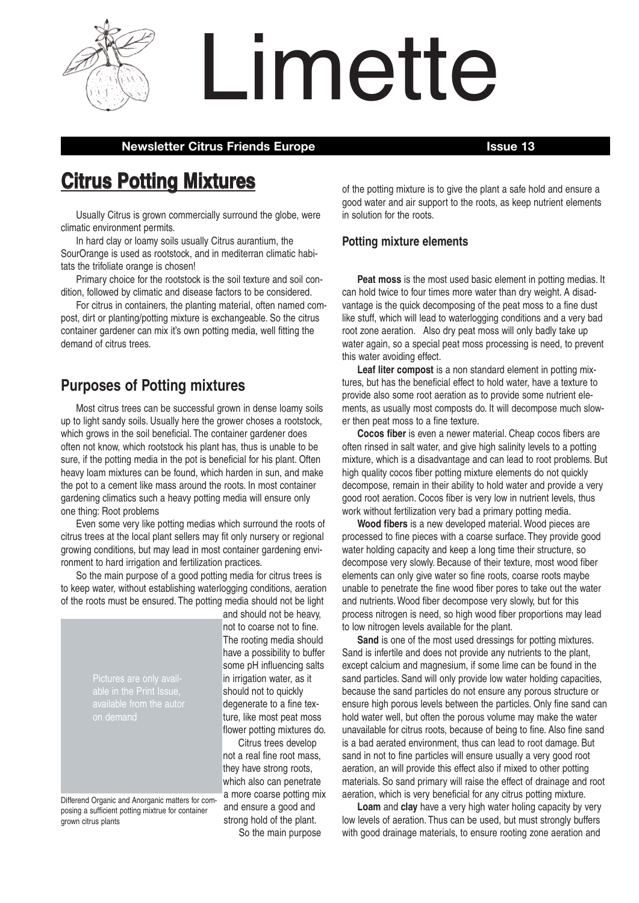# Limette

**Newsletter Citrus Friends Europe** **Issue 13**

# Citrus Potting Mixtures

Usually Citrus is grown commercially surround the globe, were climatic environment permits.

In hard clay or loamy soils usually Citrus aurantium, the SourOrange is used as rootstock, and in mediterran climatic habitats the trifoliate orange is chosen!

Primary choice for the rootstock is the soil texture and soil condition, followed by climatic and disease factors to be considered.

For citrus in containers, the planting material, often named compost, dirt or planting/potting mixture is exchangeable. So the citrus container gardener can mix it's own potting media, well fitting the demand of citrus trees.

## Purposes of Potting mixtures

Most citrus trees can be successful grown in dense loamy soils up to light sandy soils. Usually here the grower choses a rootstock, which grows in the soil beneficial. The container gardener does often not know, which rootstock his plant has, thus is unable to be sure, if the potting media in the pot is beneficial for his plant. Often heavy loam mixtures can be found, which harden in sun, and make the pot to a cement like mass around the roots. In most container gardening climatics such a heavy potting media will ensure only one thing: Root problems

Even some very like potting medias which surround the roots of citrus trees at the local plant sellers may fit only nursery or regional growing conditions, but may lead in most container gardening environment to hard irrigation and fertilization practices.

So the main purpose of a good potting media for citrus trees is to keep water, without establishing waterlogging conditions, aeration of the roots must be ensured. The potting media should not be light and should not be heavy, not to coarse not to fine. The rooting media should have a possibility to buffer some pH influencing salts in irrigation water, as it should not to quickly degenerate to a fine texture, like most peat moss flower potting mixtures do.

Pictures are only available in the Print Issue, available from the autor on demand

Differend Organic and Anorganic matters for composing a sufficient potting mixtrue for container grown citrus plants

Citrus trees develop not a real fine root mass, they have strong roots, which also can penetrate a more coarse potting mix and ensure a good and strong hold of the plant.

So the main purpose of the potting mixture is to give the plant a safe hold and ensure a good water and air support to the roots, as keep nutrient elements in solution for the roots.

### Potting mixture elements

**Peat moss** is the most used basic element in potting medias. It can hold twice to four times more water than dry weight. A disadvantage is the quick decomposing of the peat moss to a fine dust like stuff, which will lead to waterlogging conditions and a very bad root zone aeration. Also dry peat moss will only badly take up water again, so a special peat moss processing is need, to prevent this water avoiding effect.

**Leaf liter compost** is a non standard element in potting mixtures, but has the beneficial effect to hold water, have a texture to provide also some root aeration as to provide some nutrient elements, as usually most composts do. It will decompose much slower then peat moss to a fine texture.

**Cocos fiber** is even a newer material. Cheap cocos fibers are often rinsed in salt water, and give high salinity levels to a potting mixture, which is a disadvantage and can lead to root problems. But high quality cocos fiber potting mixture elements do not quickly decompose, remain in their ability to hold water and provide a very good root aeration. Cocos fiber is very low in nutrient levels, thus work without fertilization very bad a primary potting media.

**Wood fibers** is a new developed material. Wood pieces are processed to fine pieces with a coarse surface. They provide good water holding capacity and keep a long time their structure, so decompose very slowly. Because of their texture, most wood fiber elements can only give water so fine roots, coarse roots maybe unable to penetrate the fine wood fiber pores to take out the water and nutrients. Wood fiber decompose very slowly, but for this process nitrogen is need, so high wood fiber proportions may lead to low nitrogen levels available for the plant.

**Sand** is one of the most used dressings for potting mixtures. Sand is infertile and does not provide any nutrients to the plant, except calcium and magnesium, if some lime can be found in the sand particles. Sand will only provide low water holding capacities, because the sand particles do not ensure any porous structure or ensure high porous levels between the particles. Only fine sand can hold water well, but often the porous volume may make the water unavailable for citrus roots, because of being to fine. Also fine sand is a bad aerated environment, thus can lead to root damage. But sand in not to fine particles will ensure usually a very good root aeration, an will provide this effect also if mixed to other potting materials. So sand primary will raise the effect of drainage and root aeration, which is very beneficial for any citrus potting mixture.

**Loam** and **clay** have a very high water holing capacity by very low levels of aeration. Thus can be used, but must strongly buffers with good drainage materials, to ensure rooting zone aeration and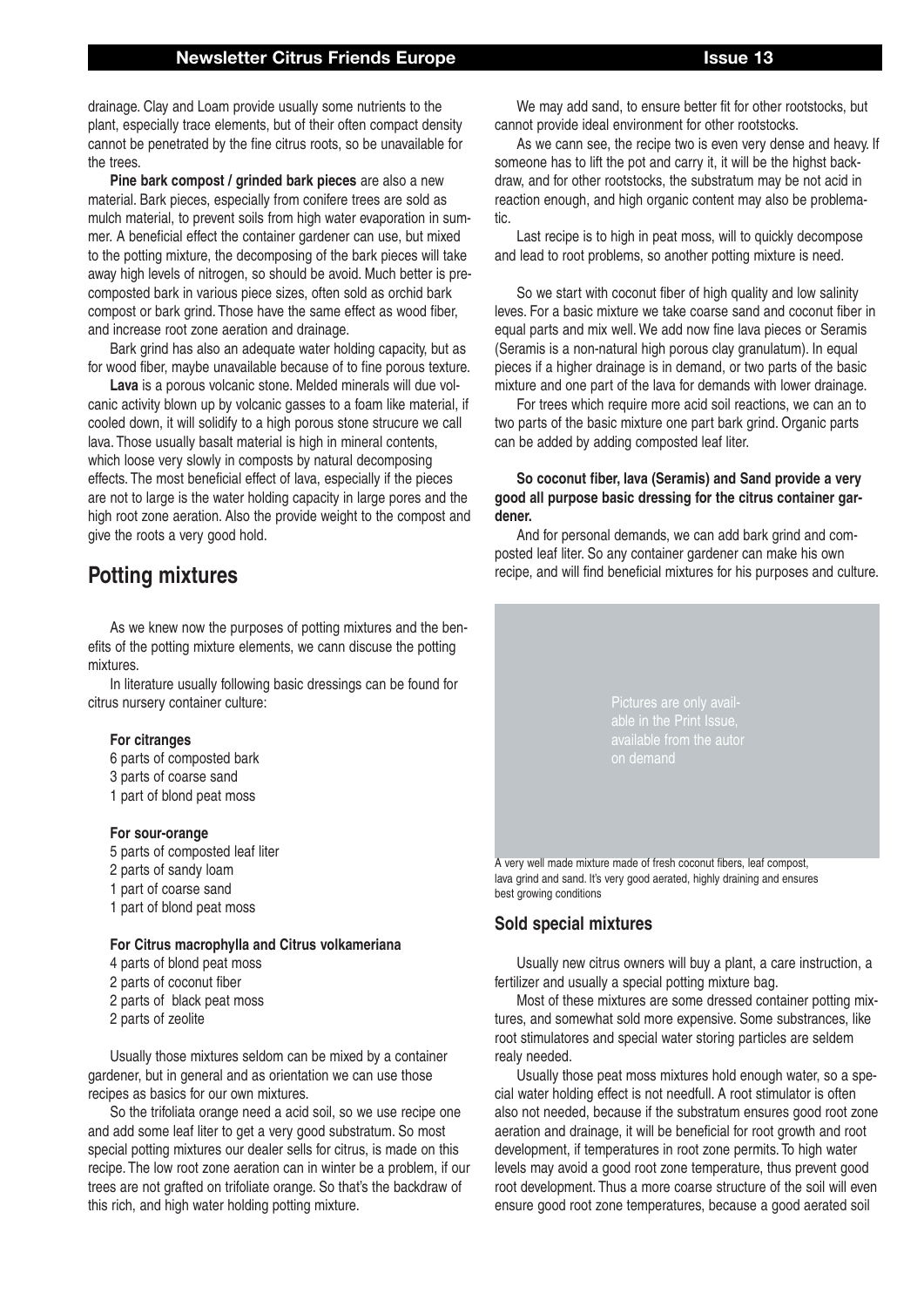drainage. Clay and Loam provide usually some nutrients to the plant, especially trace elements, but of their often compact density cannot be penetrated by the fine citrus roots, so be unavailable for the trees.

**Pine bark compost / grinded bark pieces** are also a new material. Bark pieces, especially from conifere trees are sold as mulch material, to prevent soils from high water evaporation in summer. A beneficial effect the container gardener can use, but mixed to the potting mixture, the decomposing of the bark pieces will take away high levels of nitrogen, so should be avoid. Much better is precomposted bark in various piece sizes, often sold as orchid bark compost or bark grind. Those have the same effect as wood fiber, and increase root zone aeration and drainage.

Bark grind has also an adequate water holding capacity, but as for wood fiber, maybe unavailable because of to fine porous texture.

**Lava** is a porous volcanic stone. Melded minerals will due volcanic activity blown up by volcanic gasses to a foam like material, if cooled down, it will solidify to a high porous stone strucure we call lava. Those usually basalt material is high in mineral contents, which loose very slowly in composts by natural decomposing effects. The most beneficial effect of lava, especially if the pieces are not to large is the water holding capacity in large pores and the high root zone aeration. Also the provide weight to the compost and give the roots a very good hold.

## Potting mixtures

As we knew now the purposes of potting mixtures and the benefits of the potting mixture elements, we cann discuse the potting mixtures.

In literature usually following basic dressings can be found for citrus nursery container culture:

**For citranges**
6 parts of composted bark
3 parts of coarse sand
1 part of blond peat moss

**For sour-orange**
5 parts of composted leaf liter
2 parts of sandy loam
1 part of coarse sand
1 part of blond peat moss

**For Citrus macrophylla and Citrus volkameriana**
4 parts of blond peat moss
2 parts of coconut fiber
2 parts of black peat moss
2 parts of zeolite

Usually those mixtures seldom can be mixed by a container gardener, but in general and as orientation we can use those recipes as basics for our own mixtures.

So the trifoliata orange need a acid soil, so we use recipe one and add some leaf liter to get a very good substratum. So most special potting mixtures our dealer sells for citrus, is made on this recipe. The low root zone aeration can in winter be a problem, if our trees are not grafted on trifoliate orange. So that's the backdraw of this rich, and high water holding potting mixture.

We may add sand, to ensure better fit for other rootstocks, but cannot provide ideal environment for other rootstocks.

As we cann see, the recipe two is even very dense and heavy. If someone has to lift the pot and carry it, it will be the highst backdraw, and for other rootstocks, the substratum may be not acid in reaction enough, and high organic content may also be problematic.

Last recipe is to high in peat moss, will to quickly decompose and lead to root problems, so another potting mixture is need.

So we start with coconut fiber of high quality and low salinity leves. For a basic mixture we take coarse sand and coconut fiber in equal parts and mix well. We add now fine lava pieces or Seramis (Seramis is a non-natural high porous clay granulatum). In equal pieces if a higher drainage is in demand, or two parts of the basic mixture and one part of the lava for demands with lower drainage.

For trees which require more acid soil reactions, we can an to two parts of the basic mixture one part bark grind. Organic parts can be added by adding composted leaf liter.

**So coconut fiber, lava (Seramis) and Sand provide a very good all purpose basic dressing for the citrus container gardener.**

And for personal demands, we can add bark grind and composted leaf liter. So any container gardener can make his own recipe, and will find beneficial mixtures for his purposes and culture.

Pictures are only available in the Print Issue, available from the autor on demand

A very well made mixture made of fresh coconut fibers, leaf compost, lava grind and sand. It's very good aerated, highly draining and ensures best growing conditions

### Sold special mixtures

Usually new citrus owners will buy a plant, a care instruction, a fertilizer and usually a special potting mixture bag.

Most of these mixtures are some dressed container potting mixtures, and somewhat sold more expensive. Some substrances, like root stimulatores and special water storing particles are seldem realy needed.

Usually those peat moss mixtures hold enough water, so a special water holding effect is not needfull. A root stimulator is often also not needed, because if the substratum ensures good root zone aeration and drainage, it will be beneficial for root growth and root development, if temperatures in root zone permits. To high water levels may avoid a good root zone temperature, thus prevent good root development. Thus a more coarse structure of the soil will even ensure good root zone temperatures, because a good aerated soil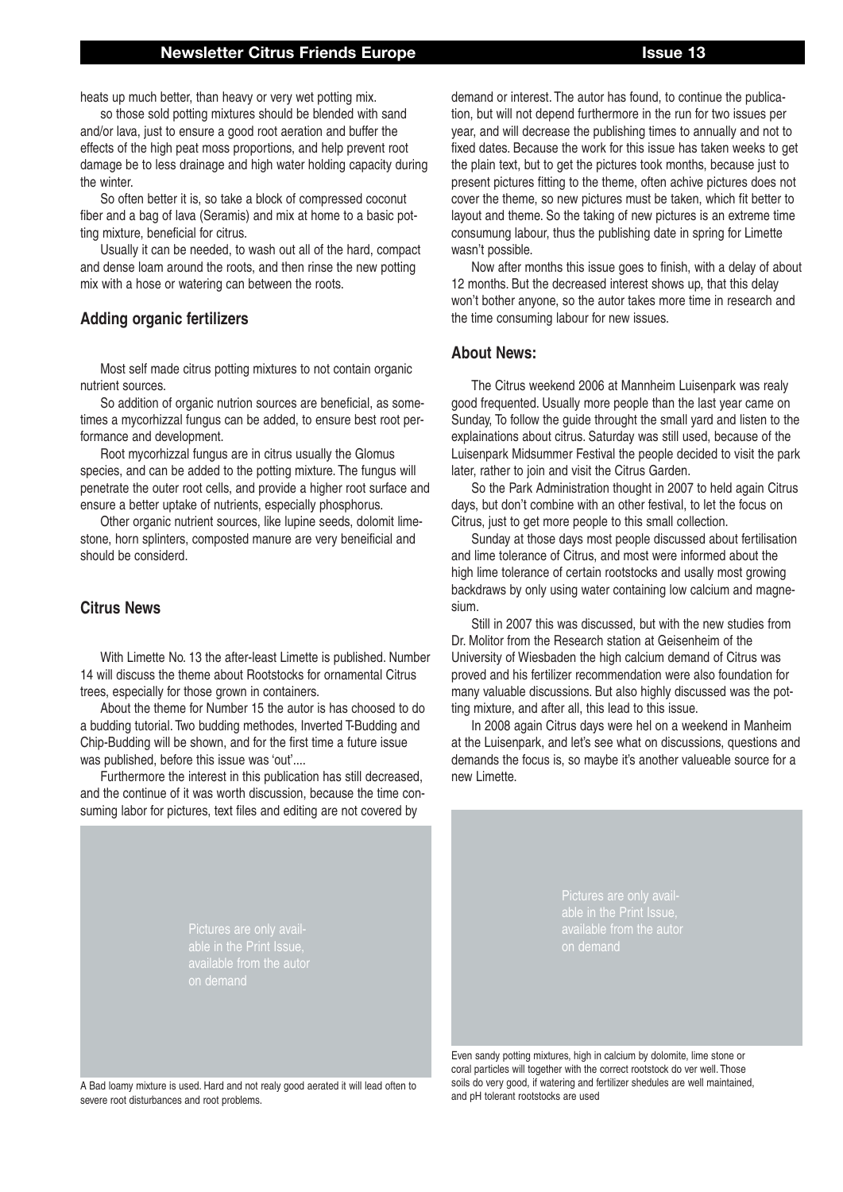heats up much better, than heavy or very wet potting mix.

so those sold potting mixtures should be blended with sand and/or lava, just to ensure a good root aeration and buffer the effects of the high peat moss proportions, and help prevent root damage be to less drainage and high water holding capacity during the winter.

So often better it is, so take a block of compressed coconut fiber and a bag of lava (Seramis) and mix at home to a basic potting mixture, beneficial for citrus.

Usually it can be needed, to wash out all of the hard, compact and dense loam around the roots, and then rinse the new potting mix with a hose or watering can between the roots.

## Adding organic fertilizers

Most self made citrus potting mixtures to not contain organic nutrient sources.

So addition of organic nutrion sources are beneficial, as sometimes a mycorhizzal fungus can be added, to ensure best root performance and development.

Root mycorhizzal fungus are in citrus usually the Glomus species, and can be added to the potting mixture. The fungus will penetrate the outer root cells, and provide a higher root surface and ensure a better uptake of nutrients, especially phosphorus.

Other organic nutrient sources, like lupine seeds, dolomit limestone, horn splinters, composted manure are very beneificial and should be considerd.

## Citrus News

With Limette No. 13 the after-least Limette is published. Number 14 will discuss the theme about Rootstocks for ornamental Citrus trees, especially for those grown in containers.

About the theme for Number 15 the autor is has choosed to do a budding tutorial. Two budding methodes, Inverted T-Budding and Chip-Budding will be shown, and for the first time a future issue was published, before this issue was 'out'....

Furthermore the interest in this publication has still decreased, and the continue of it was worth discussion, because the time consuming labor for pictures, text files and editing are not covered by demand or interest. The autor has found, to continue the publication, but will not depend furthermore in the run for two issues per year, and will decrease the publishing times to annually and not to fixed dates. Because the work for this issue has taken weeks to get the plain text, but to get the pictures took months, because just to present pictures fitting to the theme, often achive pictures does not cover the theme, so new pictures must be taken, which fit better to layout and theme. So the taking of new pictures is an extreme time consumung labour, thus the publishing date in spring for Limette wasn't possible.

Now after months this issue goes to finish, with a delay of about 12 months. But the decreased interest shows up, that this delay won't bother anyone, so the autor takes more time in research and the time consuming labour for new issues.

## About News:

The Citrus weekend 2006 at Mannheim Luisenpark was realy good frequented. Usually more people than the last year came on Sunday, To follow the guide throught the small yard and listen to the explainations about citrus. Saturday was still used, because of the Luisenpark Midsummer Festival the people decided to visit the park later, rather to join and visit the Citrus Garden.

So the Park Administration thought in 2007 to held again Citrus days, but don't combine with an other festival, to let the focus on Citrus, just to get more people to this small collection.

Sunday at those days most people discussed about fertilisation and lime tolerance of Citrus, and most were informed about the high lime tolerance of certain rootstocks and usally most growing backdraws by only using water containing low calcium and magnesium.

Still in 2007 this was discussed, but with the new studies from Dr. Molitor from the Research station at Geisenheim of the University of Wiesbaden the high calcium demand of Citrus was proved and his fertilizer recommendation were also foundation for many valuable discussions. But also highly discussed was the potting mixture, and after all, this lead to this issue.

In 2008 again Citrus days were hel on a weekend in Manheim at the Luisenpark, and let's see what on discussions, questions and demands the focus is, so maybe it's another valueable source for a new Limette.

Pictures are only available in the Print Issue, available from the autor on demand

A Bad loamy mixture is used. Hard and not realy good aerated it will lead often to severe root disturbances and root problems.

Pictures are only available in the Print Issue, available from the autor on demand

Even sandy potting mixtures, high in calcium by dolomite, lime stone or coral particles will together with the correct rootstock do ver well. Those soils do very good, if watering and fertilizer shedules are well maintained, and pH tolerant rootstocks are used